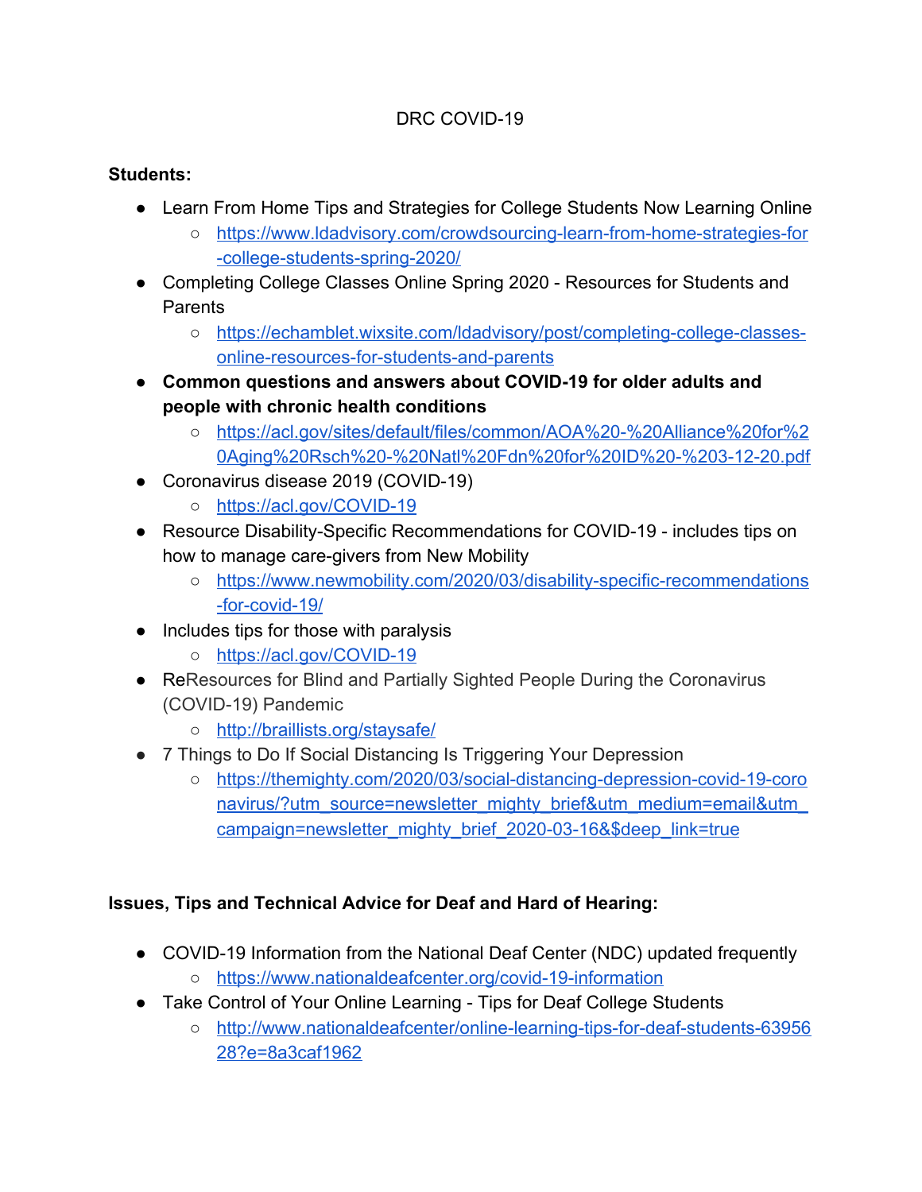DRC COVID-19

**Students:**

- Learn From Home Tips and Strategies for College Students Now Learning Online
  - https://www.ldadvisory.com/crowdsourcing-learn-from-home-strategies-for-college-students-spring-2020/
- Completing College Classes Online Spring 2020 - Resources for Students and Parents
  - https://echamblet.wixsite.com/ldadvisory/post/completing-college-classes-online-resources-for-students-and-parents
- **Common questions and answers about COVID-19 for older adults and people with chronic health conditions**
  - https://acl.gov/sites/default/files/common/AOA%20-%20Alliance%20for%20Aging%20Rsch%20-%20Natl%20Fdn%20for%20ID%20-%203-12-20.pdf
- Coronavirus disease 2019 (COVID-19)
  - https://acl.gov/COVID-19
- Resource Disability-Specific Recommendations for COVID-19 - includes tips on how to manage care-givers from New Mobility
  - https://www.newmobility.com/2020/03/disability-specific-recommendations-for-covid-19/
- Includes tips for those with paralysis
  - https://acl.gov/COVID-19
- ReResources for Blind and Partially Sighted People During the Coronavirus (COVID-19) Pandemic
  - http://braillists.org/staysafe/
- 7 Things to Do If Social Distancing Is Triggering Your Depression
  - https://themighty.com/2020/03/social-distancing-depression-covid-19-coronavirus/?utm_source=newsletter_mighty_brief&utm_medium=email&utm_campaign=newsletter_mighty_brief_2020-03-16&$deep_link=true

**Issues, Tips and Technical Advice for Deaf and Hard of Hearing:**

- COVID-19 Information from the National Deaf Center (NDC) updated frequently
  - https://www.nationaldeafcenter.org/covid-19-information
- Take Control of Your Online Learning - Tips for Deaf College Students
  - http://www.nationaldeafcenter/online-learning-tips-for-deaf-students-6395628?e=8a3caf1962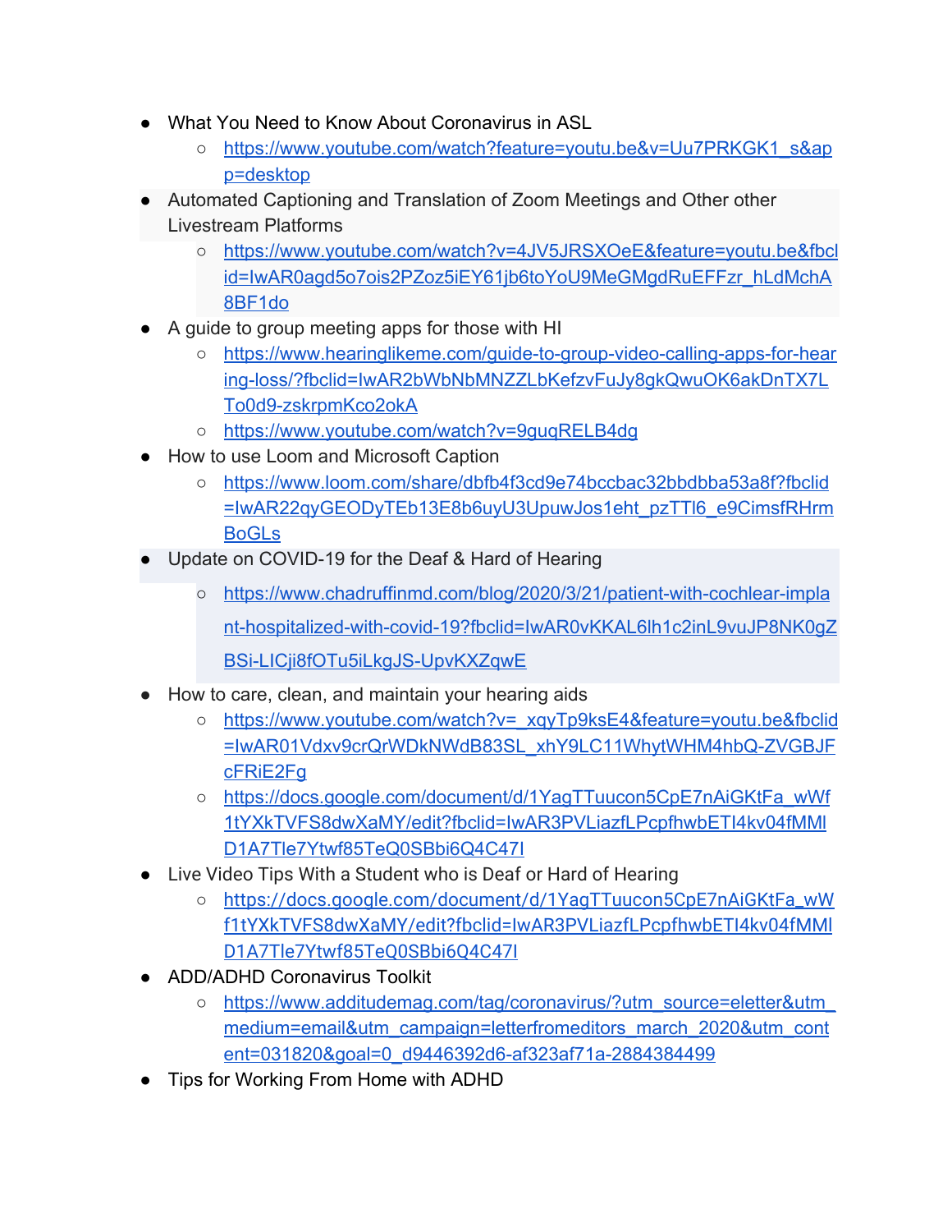- What You Need to Know About Coronavirus in ASL
    - https://www.youtube.com/watch?feature=youtu.be&v=Uu7PRKGK1_s&app=desktop
- Automated Captioning and Translation of Zoom Meetings and Other other Livestream Platforms
    - https://www.youtube.com/watch?v=4JV5JRSXOeE&feature=youtu.be&fbclid=IwAR0agd5o7ois2PZoz5iEY61jb6toYoU9MeGMgdRuEFFzr_hLdMchA8BF1do
- A guide to group meeting apps for those with HI
    - https://www.hearinglikeme.com/guide-to-group-video-calling-apps-for-hearing-loss/?fbclid=IwAR2bWbNbMNZZLbKefzvFuJy8gkQwuOK6akDnTX7LTo0d9-zskrpmKco2okA
    - https://www.youtube.com/watch?v=9guqRELB4dg
- How to use Loom and Microsoft Caption
    - https://www.loom.com/share/dbfb4f3cd9e74bccbac32bbdbba53a8f?fbclid=IwAR22qyGEODyTEb13E8b6uyU3UpuwJos1eht_pzTTl6_e9CimsfRHrmBoGLs
- Update on COVID-19 for the Deaf & Hard of Hearing
    - https://www.chadruffinmd.com/blog/2020/3/21/patient-with-cochlear-implant-hospitalized-with-covid-19?fbclid=IwAR0vKKAL6lh1c2inL9vuJP8NK0gZBSi-LICji8fOTu5iLkgJS-UpvKXZqwE
- How to care, clean, and maintain your hearing aids
    - https://www.youtube.com/watch?v=_xqyTp9ksE4&feature=youtu.be&fbclid=IwAR01Vdxv9crQrWDkNWdB83SL_xhY9LC11WhytWHM4hbQ-ZVGBJFcFRiE2Fg
    - https://docs.google.com/document/d/1YagTTuucon5CpE7nAiGKtFa_wWf1tYXkTVFS8dwXaMY/edit?fbclid=IwAR3PVLiazfLPcpfhwbETl4kv04fMMlD1A7Tle7Ytwf85TeQ0SBbi6Q4C47I
- Live Video Tips With a Student who is Deaf or Hard of Hearing
    - https://docs.google.com/document/d/1YagTTuucon5CpE7nAiGKtFa_wWf1tYXkTVFS8dwXaMY/edit?fbclid=IwAR3PVLiazfLPcpfhwbETl4kv04fMMlD1A7Tle7Ytwf85TeQ0SBbi6Q4C47I
- ADD/ADHD Coronavirus Toolkit
    - https://www.additudemag.com/tag/coronavirus/?utm_source=eletter&utm_medium=email&utm_campaign=letterfromeditors_march_2020&utm_content=031820&goal=0_d9446392d6-af323af71a-2884384499
- Tips for Working From Home with ADHD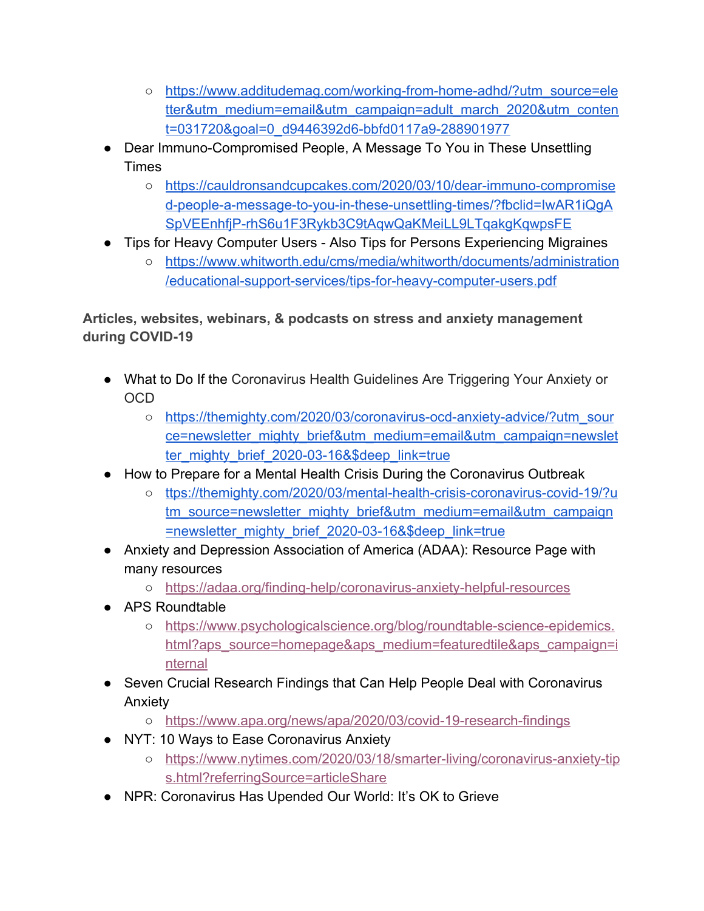- https://www.additudemag.com/working-from-home-adhd/?utm_source=eletter&utm_medium=email&utm_campaign=adult_march_2020&utm_content=031720&goal=0_d9446392d6-bbfd0117a9-288901977
- Dear Immuno-Compromised People, A Message To You in These Unsettling Times
    - https://cauldronsandcupcakes.com/2020/03/10/dear-immuno-compromised-people-a-message-to-you-in-these-unsettling-times/?fbclid=IwAR1iQgASpVEEnhfjP-rhS6u1F3Rykb3C9tAqwQaKMeiLL9LTqakgKqwpsFE
- Tips for Heavy Computer Users - Also Tips for Persons Experiencing Migraines
    - https://www.whitworth.edu/cms/media/whitworth/documents/administration/educational-support-services/tips-for-heavy-computer-users.pdf

**Articles, websites, webinars, & podcasts on stress and anxiety management during COVID-19**

- What to Do If the Coronavirus Health Guidelines Are Triggering Your Anxiety or OCD
    - https://themighty.com/2020/03/coronavirus-ocd-anxiety-advice/?utm_source=newsletter_mighty_brief&utm_medium=email&utm_campaign=newsletter_mighty_brief_2020-03-16&$deep_link=true
- How to Prepare for a Mental Health Crisis During the Coronavirus Outbreak
    - ttps://themighty.com/2020/03/mental-health-crisis-coronavirus-covid-19/?utm_source=newsletter_mighty_brief&utm_medium=email&utm_campaign=newsletter_mighty_brief_2020-03-16&$deep_link=true
- Anxiety and Depression Association of America (ADAA): Resource Page with many resources
    - https://adaa.org/finding-help/coronavirus-anxiety-helpful-resources
- APS Roundtable
    - https://www.psychologicalscience.org/blog/roundtable-science-epidemics.html?aps_source=homepage&aps_medium=featuredtile&aps_campaign=internal
- Seven Crucial Research Findings that Can Help People Deal with Coronavirus Anxiety
    - https://www.apa.org/news/apa/2020/03/covid-19-research-findings
- NYT: 10 Ways to Ease Coronavirus Anxiety
    - https://www.nytimes.com/2020/03/18/smarter-living/coronavirus-anxiety-tips.html?referringSource=articleShare
- NPR: Coronavirus Has Upended Our World: It's OK to Grieve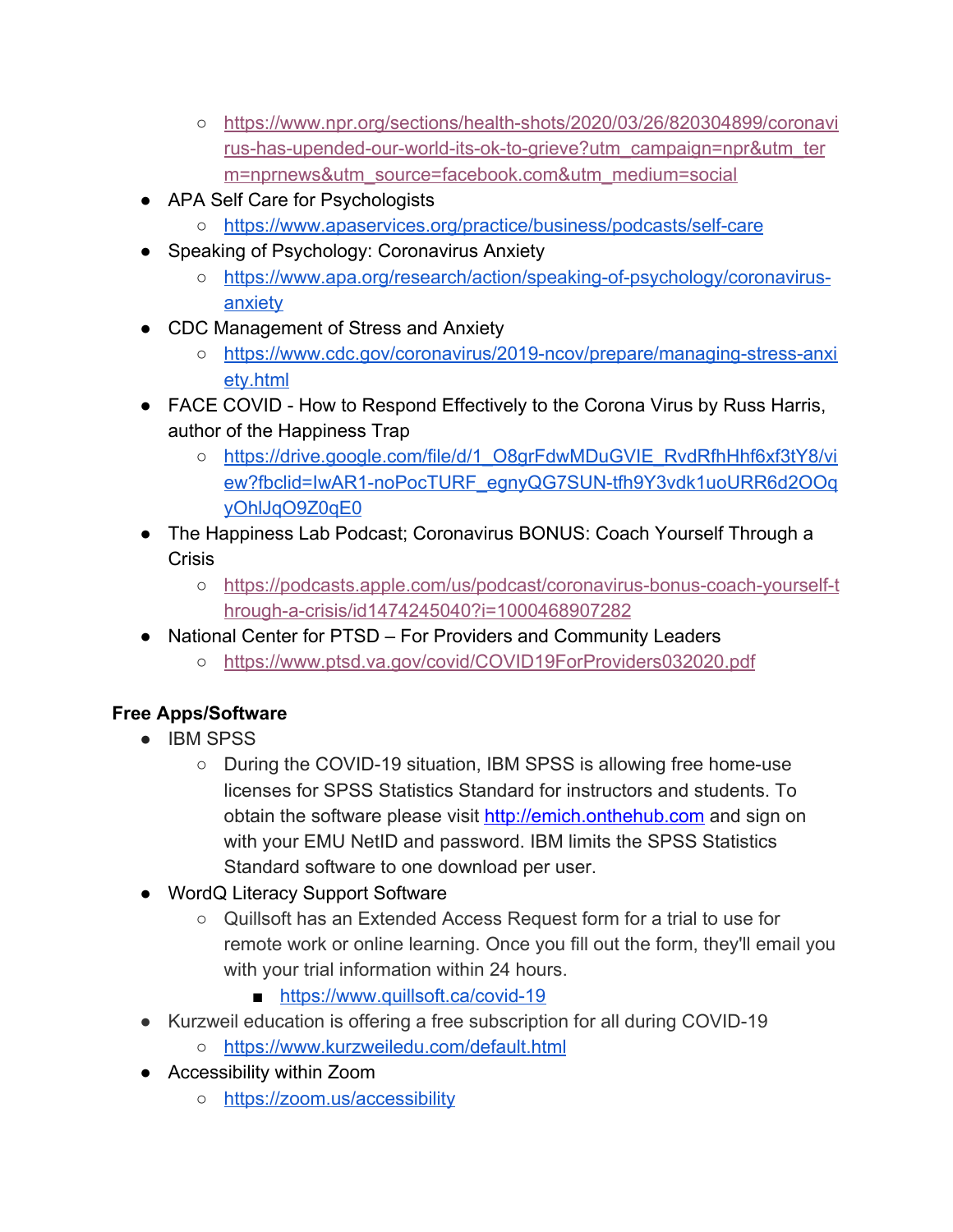- https://www.npr.org/sections/health-shots/2020/03/26/820304899/coronavirus-has-upended-our-world-its-ok-to-grieve?utm_campaign=npr&utm_term=nprnews&utm_source=facebook.com&utm_medium=social
- APA Self Care for Psychologists
  - https://www.apaservices.org/practice/business/podcasts/self-care
- Speaking of Psychology: Coronavirus Anxiety
  - https://www.apa.org/research/action/speaking-of-psychology/coronavirus-anxiety
- CDC Management of Stress and Anxiety
  - https://www.cdc.gov/coronavirus/2019-ncov/prepare/managing-stress-anxiety.html
- FACE COVID - How to Respond Effectively to the Corona Virus by Russ Harris, author of the Happiness Trap
  - https://drive.google.com/file/d/1_O8grFdwMDuGVIE_RvdRfhHhf6xf3tY8/view?fbclid=IwAR1-noPocTURF_egnyQG7SUN-tfh9Y3vdk1uoURR6d2OOqyOhlJqO9Z0qE0
- The Happiness Lab Podcast; Coronavirus BONUS: Coach Yourself Through a Crisis
  - https://podcasts.apple.com/us/podcast/coronavirus-bonus-coach-yourself-through-a-crisis/id1474245040?i=1000468907282
- National Center for PTSD – For Providers and Community Leaders
  - https://www.ptsd.va.gov/covid/COVID19ForProviders032020.pdf

**Free Apps/Software**

- IBM SPSS
  - During the COVID-19 situation, IBM SPSS is allowing free home-use licenses for SPSS Statistics Standard for instructors and students. To obtain the software please visit http://emich.onthehub.com and sign on with your EMU NetID and password. IBM limits the SPSS Statistics Standard software to one download per user.
- WordQ Literacy Support Software
  - Quillsoft has an Extended Access Request form for a trial to use for remote work or online learning. Once you fill out the form, they'll email you with your trial information within 24 hours.
    - https://www.quillsoft.ca/covid-19
- Kurzweil education is offering a free subscription for all during COVID-19
  - https://www.kurzweiledu.com/default.html
- Accessibility within Zoom
  - https://zoom.us/accessibility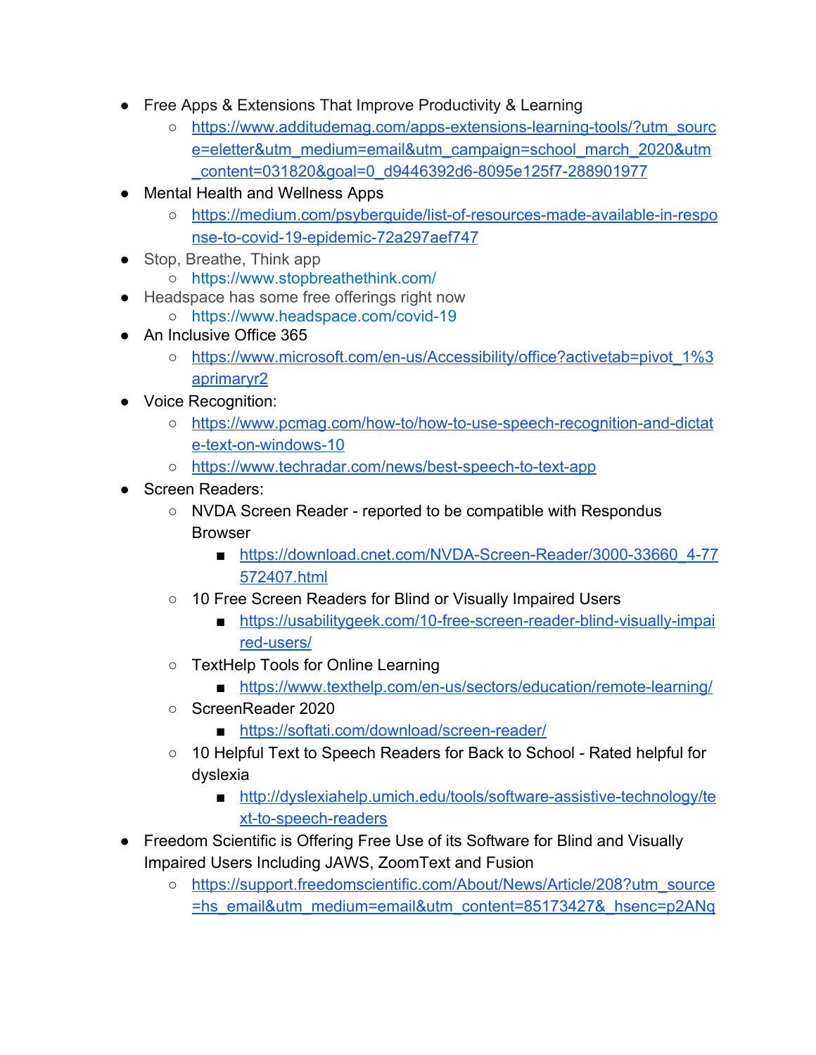- Free Apps & Extensions That Improve Productivity & Learning
  - https://www.additudemag.com/apps-extensions-learning-tools/?utm_source=eletter&utm_medium=email&utm_campaign=school_march_2020&utm_content=031820&goal=0_d9446392d6-8095e125f7-288901977
- Mental Health and Wellness Apps
  - https://medium.com/psyberguide/list-of-resources-made-available-in-response-to-covid-19-epidemic-72a297aef747
- Stop, Breathe, Think app
  - https://www.stopbreathethink.com/
- Headspace has some free offerings right now
  - https://www.headspace.com/covid-19
- An Inclusive Office 365
  - https://www.microsoft.com/en-us/Accessibility/office?activetab=pivot_1%3aprimaryr2
- Voice Recognition:
  - https://www.pcmag.com/how-to/how-to-use-speech-recognition-and-dictate-text-on-windows-10
  - https://www.techradar.com/news/best-speech-to-text-app
- Screen Readers:
  - NVDA Screen Reader - reported to be compatible with Respondus Browser
    - https://download.cnet.com/NVDA-Screen-Reader/3000-33660_4-77572407.html
  - 10 Free Screen Readers for Blind or Visually Impaired Users
    - https://usabilitygeek.com/10-free-screen-reader-blind-visually-impaired-users/
  - TextHelp Tools for Online Learning
    - https://www.texthelp.com/en-us/sectors/education/remote-learning/
  - ScreenReader 2020
    - https://softati.com/download/screen-reader/
  - 10 Helpful Text to Speech Readers for Back to School - Rated helpful for dyslexia
    - http://dyslexiahelp.umich.edu/tools/software-assistive-technology/text-to-speech-readers
- Freedom Scientific is Offering Free Use of its Software for Blind and Visually Impaired Users Including JAWS, ZoomText and Fusion
  - https://support.freedomscientific.com/About/News/Article/208?utm_source=hs_email&utm_medium=email&utm_content=85173427&_hsenc=p2ANq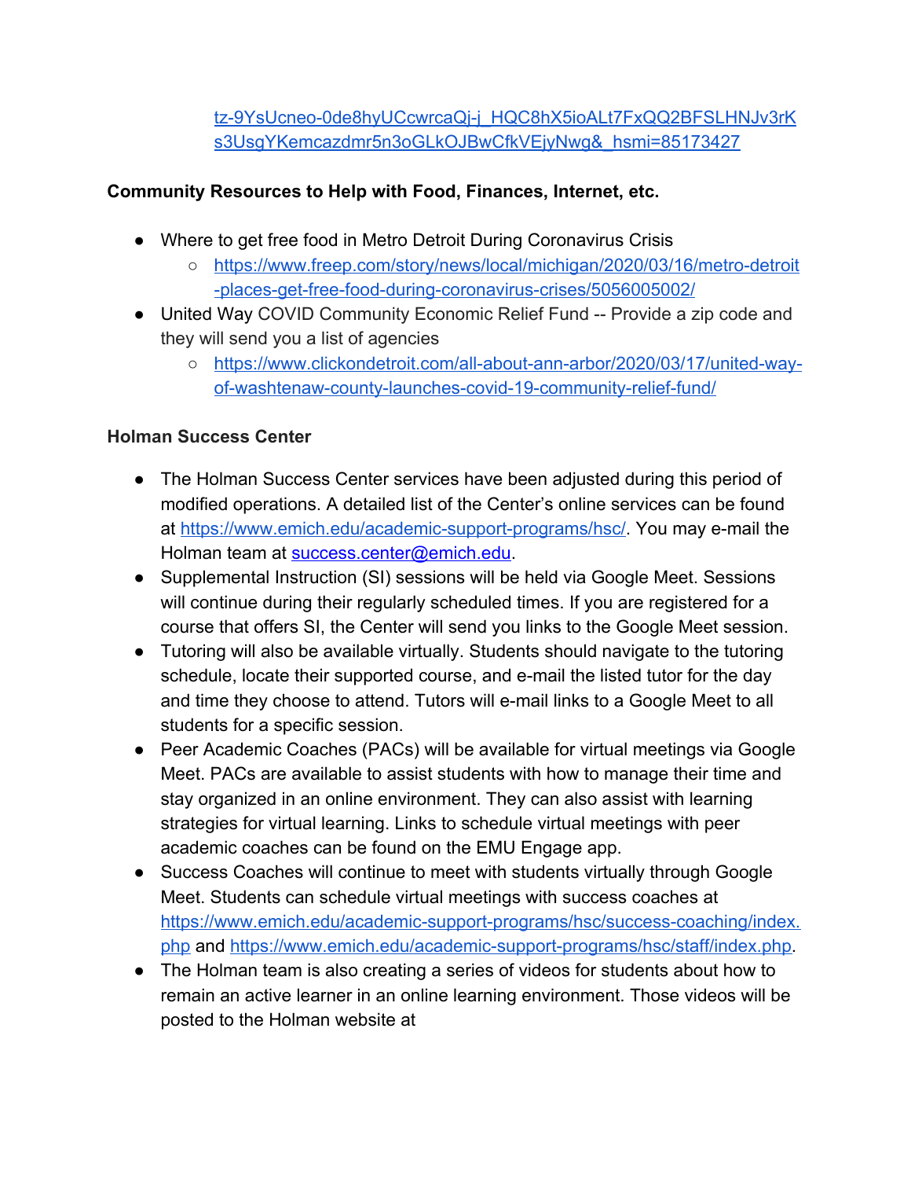tz-9YsUcneo-0de8hyUCcwrcaQj-j_HQC8hX5ioALt7FxQQ2BFSLHNJv3rKs3UsgYKemcazdmr5n3oGLkOJBwCfkVEjyNwg&_hsmi=85173427

**Community Resources to Help with Food, Finances, Internet, etc.**

- Where to get free food in Metro Detroit During Coronavirus Crisis
  - https://www.freep.com/story/news/local/michigan/2020/03/16/metro-detroit-places-get-free-food-during-coronavirus-crises/5056005002/
- United Way COVID Community Economic Relief Fund -- Provide a zip code and they will send you a list of agencies
  - https://www.clickondetroit.com/all-about-ann-arbor/2020/03/17/united-way-of-washtenaw-county-launches-covid-19-community-relief-fund/

**Holman Success Center**

- The Holman Success Center services have been adjusted during this period of modified operations. A detailed list of the Center's online services can be found at https://www.emich.edu/academic-support-programs/hsc/. You may e-mail the Holman team at success.center@emich.edu.
- Supplemental Instruction (SI) sessions will be held via Google Meet. Sessions will continue during their regularly scheduled times. If you are registered for a course that offers SI, the Center will send you links to the Google Meet session.
- Tutoring will also be available virtually. Students should navigate to the tutoring schedule, locate their supported course, and e-mail the listed tutor for the day and time they choose to attend. Tutors will e-mail links to a Google Meet to all students for a specific session.
- Peer Academic Coaches (PACs) will be available for virtual meetings via Google Meet. PACs are available to assist students with how to manage their time and stay organized in an online environment. They can also assist with learning strategies for virtual learning. Links to schedule virtual meetings with peer academic coaches can be found on the EMU Engage app.
- Success Coaches will continue to meet with students virtually through Google Meet. Students can schedule virtual meetings with success coaches at https://www.emich.edu/academic-support-programs/hsc/success-coaching/index.php and https://www.emich.edu/academic-support-programs/hsc/staff/index.php.
- The Holman team is also creating a series of videos for students about how to remain an active learner in an online learning environment. Those videos will be posted to the Holman website at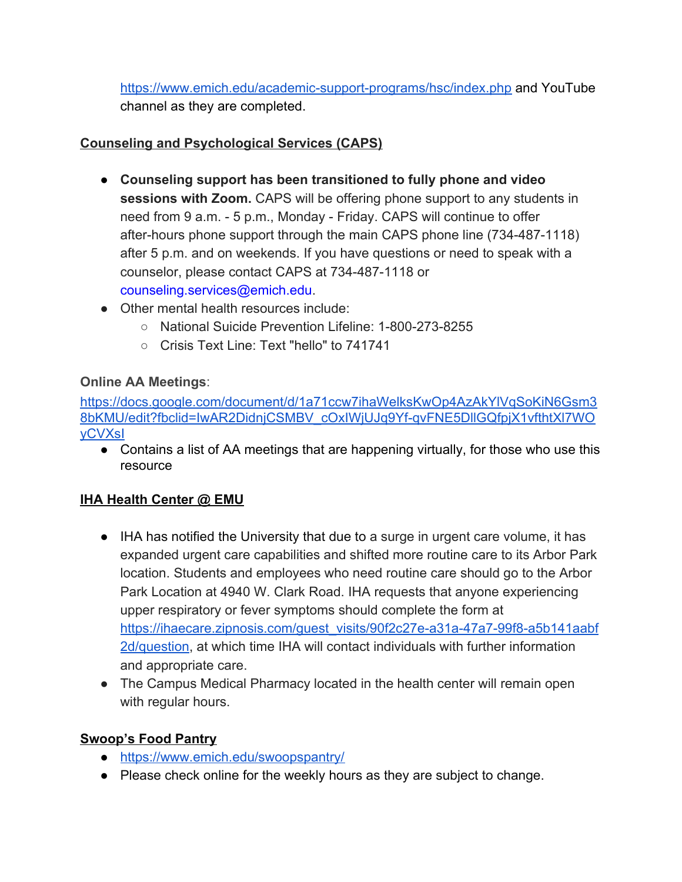https://www.emich.edu/academic-support-programs/hsc/index.php and YouTube channel as they are completed.

**Counseling and Psychological Services (CAPS)**

- **Counseling support has been transitioned to fully phone and video sessions with Zoom.** CAPS will be offering phone support to any students in need from 9 a.m. - 5 p.m., Monday - Friday. CAPS will continue to offer after-hours phone support through the main CAPS phone line (734-487-1118) after 5 p.m. and on weekends. If you have questions or need to speak with a counselor, please contact CAPS at 734-487-1118 or counseling.services@emich.edu.
- Other mental health resources include:
  - National Suicide Prevention Lifeline: 1-800-273-8255
  - Crisis Text Line: Text "hello" to 741741

**Online AA Meetings**:
https://docs.google.com/document/d/1a71ccw7ihaWelksKwOp4AzAkYlVqSoKiN6Gsm38bKMU/edit?fbclid=IwAR2DidnjCSMBV_cOxIWjUJq9Yf-qvFNE5DllGQfpjX1vfthtXl7WOyCVXsI

- Contains a list of AA meetings that are happening virtually, for those who use this resource

**IHA Health Center @ EMU**

- IHA has notified the University that due to a surge in urgent care volume, it has expanded urgent care capabilities and shifted more routine care to its Arbor Park location. Students and employees who need routine care should go to the Arbor Park Location at 4940 W. Clark Road. IHA requests that anyone experiencing upper respiratory or fever symptoms should complete the form at https://ihaecare.zipnosis.com/guest_visits/90f2c27e-a31a-47a7-99f8-a5b141aabf2d/question, at which time IHA will contact individuals with further information and appropriate care.
- The Campus Medical Pharmacy located in the health center will remain open with regular hours.

**Swoop's Food Pantry**

- https://www.emich.edu/swoopspantry/
- Please check online for the weekly hours as they are subject to change.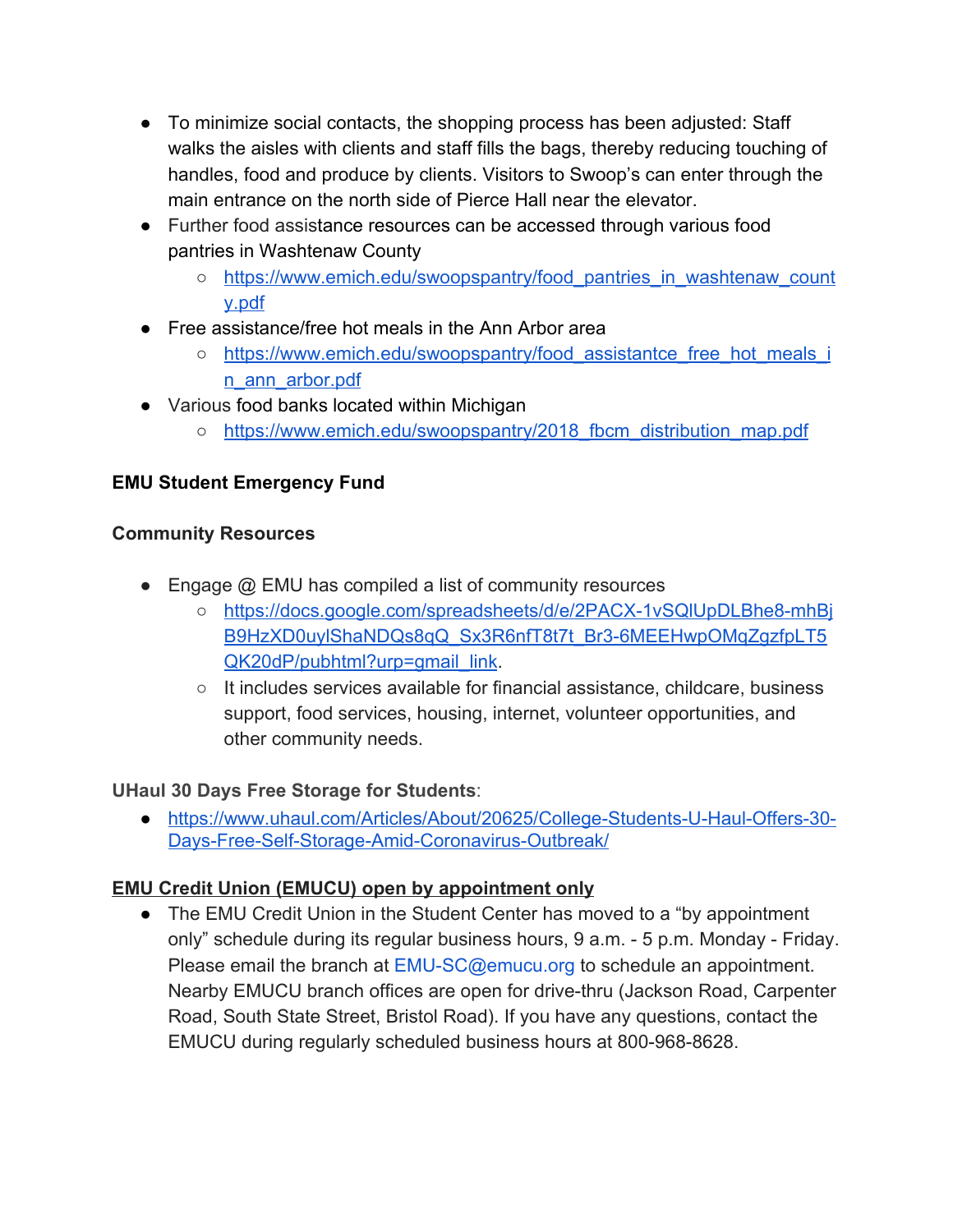- To minimize social contacts, the shopping process has been adjusted: Staff walks the aisles with clients and staff fills the bags, thereby reducing touching of handles, food and produce by clients. Visitors to Swoop's can enter through the main entrance on the north side of Pierce Hall near the elevator.
- Further food assistance resources can be accessed through various food pantries in Washtenaw County
  - https://www.emich.edu/swoopspantry/food_pantries_in_washtenaw_county.pdf
- Free assistance/free hot meals in the Ann Arbor area
  - https://www.emich.edu/swoopspantry/food_assistantce_free_hot_meals_in_ann_arbor.pdf
- Various food banks located within Michigan
  - https://www.emich.edu/swoopspantry/2018_fbcm_distribution_map.pdf

**EMU Student Emergency Fund**

**Community Resources**

- Engage @ EMU has compiled a list of community resources
  - https://docs.google.com/spreadsheets/d/e/2PACX-1vSQlUpDLBhe8-mhBjB9HzXD0uylShaNDQs8qQ_Sx3R6nfT8t7t_Br3-6MEEHwpOMqZgzfpLT5QK20dP/pubhtml?urp=gmail_link.
  - It includes services available for financial assistance, childcare, business support, food services, housing, internet, volunteer opportunities, and other community needs.

**UHaul 30 Days Free Storage for Students**:

- https://www.uhaul.com/Articles/About/20625/College-Students-U-Haul-Offers-30-Days-Free-Self-Storage-Amid-Coronavirus-Outbreak/

**EMU Credit Union (EMUCU) open by appointment only**

- The EMU Credit Union in the Student Center has moved to a "by appointment only" schedule during its regular business hours, 9 a.m. - 5 p.m. Monday - Friday. Please email the branch at EMU-SC@emucu.org to schedule an appointment. Nearby EMUCU branch offices are open for drive-thru (Jackson Road, Carpenter Road, South State Street, Bristol Road). If you have any questions, contact the EMUCU during regularly scheduled business hours at 800-968-8628.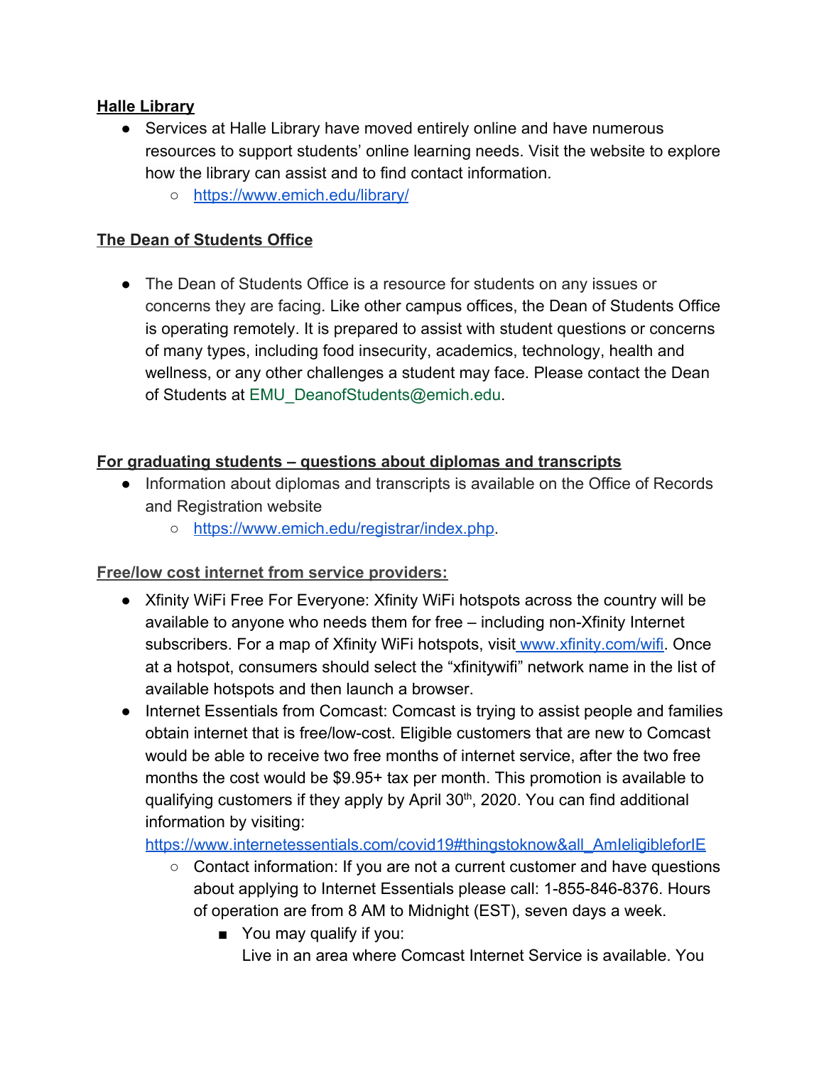**Halle Library**

- Services at Halle Library have moved entirely online and have numerous resources to support students' online learning needs. Visit the website to explore how the library can assist and to find contact information.
  - https://www.emich.edu/library/

**The Dean of Students Office**

- The Dean of Students Office is a resource for students on any issues or concerns they are facing. Like other campus offices, the Dean of Students Office is operating remotely. It is prepared to assist with student questions or concerns of many types, including food insecurity, academics, technology, health and wellness, or any other challenges a student may face. Please contact the Dean of Students at EMU_DeanofStudents@emich.edu.

**For graduating students – questions about diplomas and transcripts**

- Information about diplomas and transcripts is available on the Office of Records and Registration website
  - https://www.emich.edu/registrar/index.php.

**Free/low cost internet from service providers:**

- Xfinity WiFi Free For Everyone: Xfinity WiFi hotspots across the country will be available to anyone who needs them for free – including non-Xfinity Internet subscribers. For a map of Xfinity WiFi hotspots, visit www.xfinity.com/wifi. Once at a hotspot, consumers should select the "xfinitywifi" network name in the list of available hotspots and then launch a browser.
- Internet Essentials from Comcast: Comcast is trying to assist people and families obtain internet that is free/low-cost. Eligible customers that are new to Comcast would be able to receive two free months of internet service, after the two free months the cost would be $9.95+ tax per month. This promotion is available to qualifying customers if they apply by April 30th, 2020. You can find additional information by visiting: https://www.internetessentials.com/covid19#thingstoknow&all_AmIeligibleforIE
  - Contact information: If you are not a current customer and have questions about applying to Internet Essentials please call: 1-855-846-8376. Hours of operation are from 8 AM to Midnight (EST), seven days a week.
    - You may qualify if you:
      Live in an area where Comcast Internet Service is available. You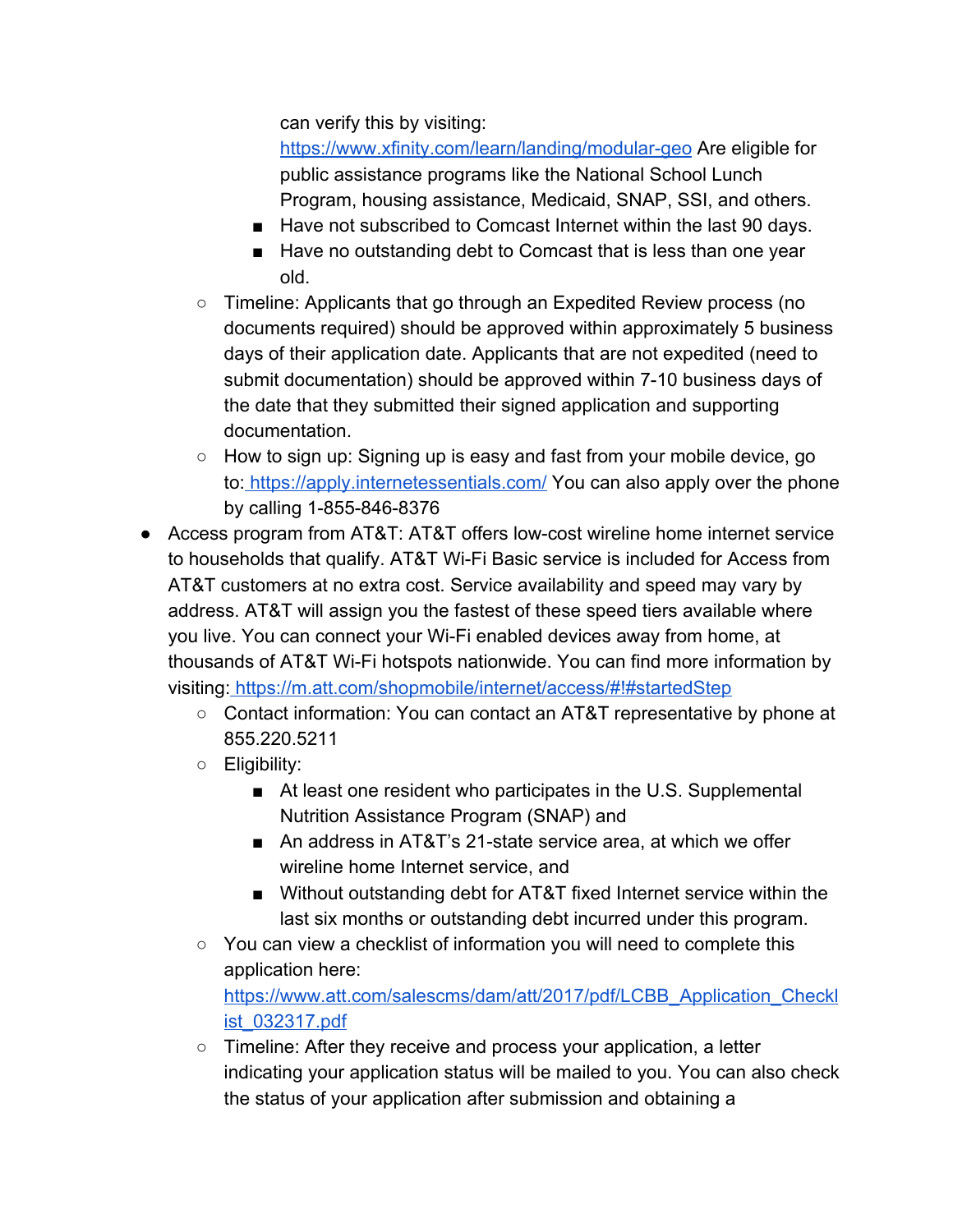- can verify this by visiting: [https://www.xfinity.com/learn/landing/modular-geo](https://www.xfinity.com/learn/landing/modular-geo) Are eligible for public assistance programs like the National School Lunch Program, housing assistance, Medicaid, SNAP, SSI, and others.
    - Have not subscribed to Comcast Internet within the last 90 days.
    - Have no outstanding debt to Comcast that is less than one year old.
  - Timeline: Applicants that go through an Expedited Review process (no documents required) should be approved within approximately 5 business days of their application date. Applicants that are not expedited (need to submit documentation) should be approved within 7-10 business days of the date that they submitted their signed application and supporting documentation.
  - How to sign up: Signing up is easy and fast from your mobile device, go to: [https://apply.internetessentials.com/](https://apply.internetessentials.com/) You can also apply over the phone by calling 1-855-846-8376
- Access program from AT&T: AT&T offers low-cost wireline home internet service to households that qualify. AT&T Wi-Fi Basic service is included for Access from AT&T customers at no extra cost. Service availability and speed may vary by address. AT&T will assign you the fastest of these speed tiers available where you live. You can connect your Wi-Fi enabled devices away from home, at thousands of AT&T Wi-Fi hotspots nationwide. You can find more information by visiting: [https://m.att.com/shopmobile/internet/access/#!#startedStep](https://m.att.com/shopmobile/internet/access/#!#startedStep)
  - Contact information: You can contact an AT&T representative by phone at 855.220.5211
  - Eligibility:
    - At least one resident who participates in the U.S. Supplemental Nutrition Assistance Program (SNAP) and
    - An address in AT&T's 21-state service area, at which we offer wireline home Internet service, and
    - Without outstanding debt for AT&T fixed Internet service within the last six months or outstanding debt incurred under this program.
  - You can view a checklist of information you will need to complete this application here: [https://www.att.com/salescms/dam/att/2017/pdf/LCBB_Application_Checklist_032317.pdf](https://www.att.com/salescms/dam/att/2017/pdf/LCBB_Application_Checklist_032317.pdf)
  - Timeline: After they receive and process your application, a letter indicating your application status will be mailed to you. You can also check the status of your application after submission and obtaining a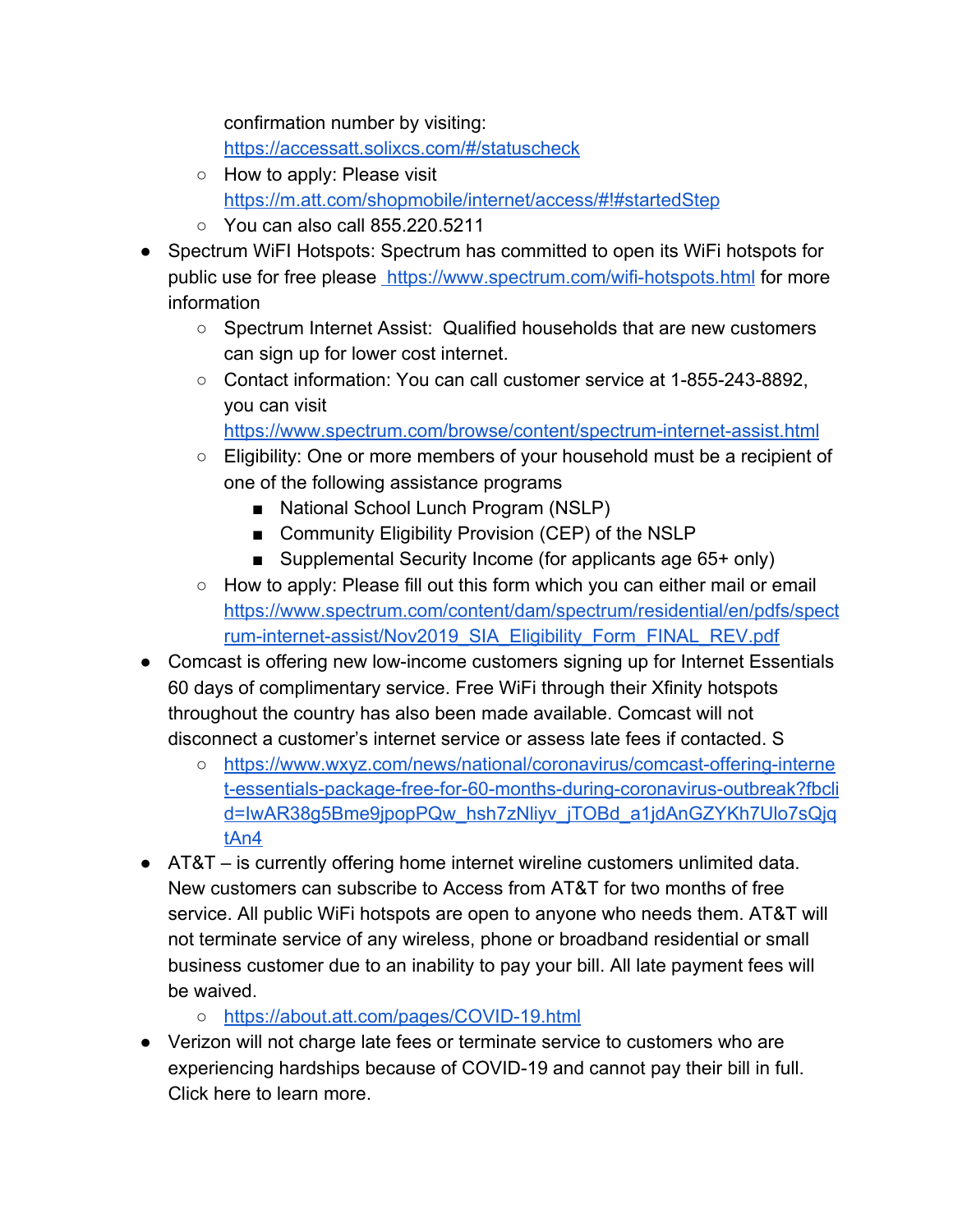confirmation number by visiting: https://accessatt.solixcs.com/#/statuscheck
    - How to apply: Please visit https://m.att.com/shopmobile/internet/access/#!#startedStep
    - You can also call 855.220.5211
- Spectrum WiFI Hotspots: Spectrum has committed to open its WiFi hotspots for public use for free please https://www.spectrum.com/wifi-hotspots.html for more information
    - Spectrum Internet Assist:  Qualified households that are new customers can sign up for lower cost internet.
    - Contact information: You can call customer service at 1-855-243-8892, you can visit https://www.spectrum.com/browse/content/spectrum-internet-assist.html
    - Eligibility: One or more members of your household must be a recipient of one of the following assistance programs
        - National School Lunch Program (NSLP)
        - Community Eligibility Provision (CEP) of the NSLP
        - Supplemental Security Income (for applicants age 65+ only)
    - How to apply: Please fill out this form which you can either mail or email https://www.spectrum.com/content/dam/spectrum/residential/en/pdfs/spectrum-internet-assist/Nov2019_SIA_Eligibility_Form_FINAL_REV.pdf
- Comcast is offering new low-income customers signing up for Internet Essentials 60 days of complimentary service. Free WiFi through their Xfinity hotspots throughout the country has also been made available. Comcast will not disconnect a customer's internet service or assess late fees if contacted. S
    - https://www.wxyz.com/news/national/coronavirus/comcast-offering-internet-essentials-package-free-for-60-months-during-coronavirus-outbreak?fbclid=IwAR38g5Bme9jpopPQw_hsh7zNliyv_jTOBd_a1jdAnGZYKh7Ulo7sQjqtAn4
- AT&T – is currently offering home internet wireline customers unlimited data. New customers can subscribe to Access from AT&T for two months of free service. All public WiFi hotspots are open to anyone who needs them. AT&T will not terminate service of any wireless, phone or broadband residential or small business customer due to an inability to pay your bill. All late payment fees will be waived.
    - https://about.att.com/pages/COVID-19.html
- Verizon will not charge late fees or terminate service to customers who are experiencing hardships because of COVID-19 and cannot pay their bill in full. Click here to learn more.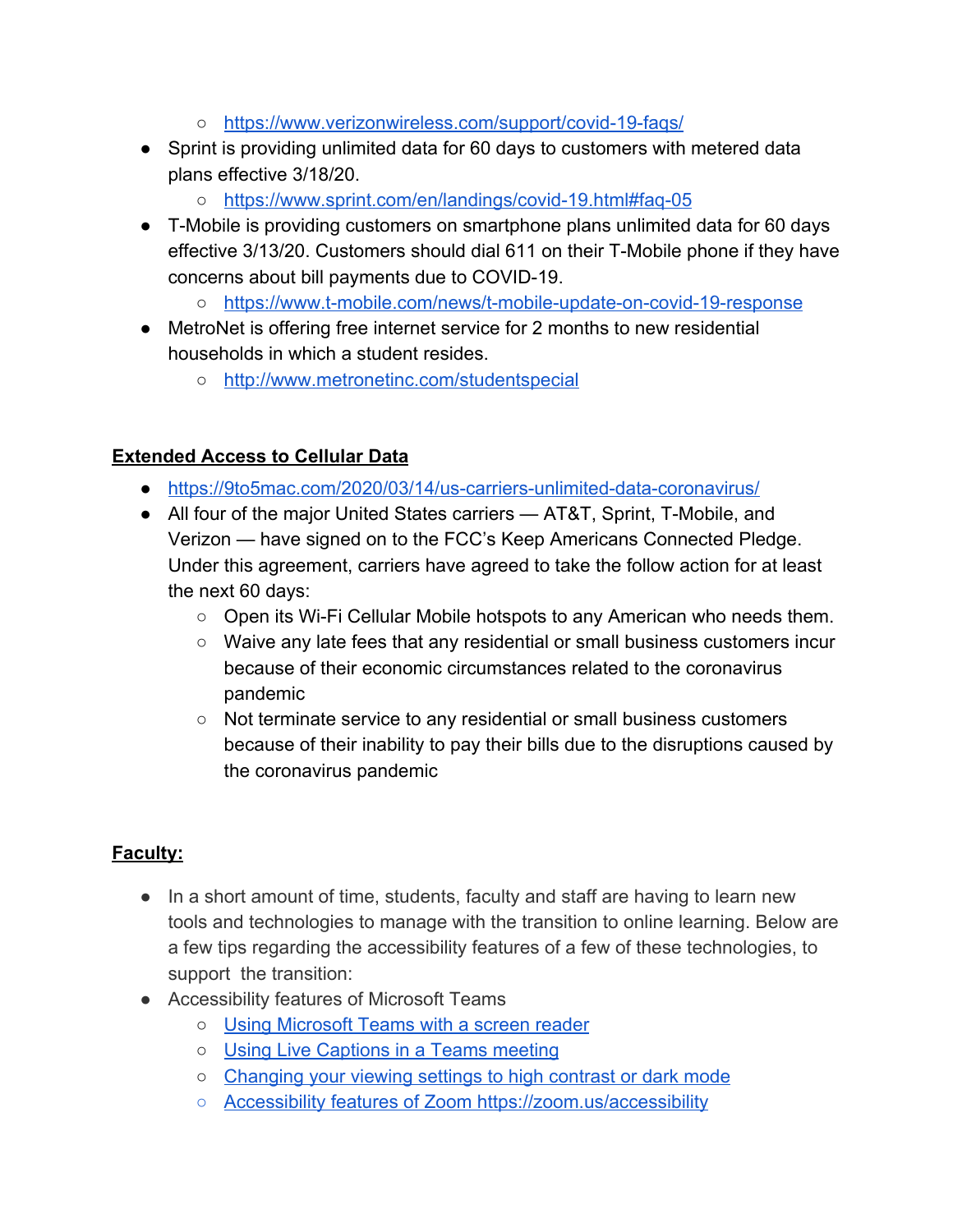- https://www.verizonwireless.com/support/covid-19-faqs/
- Sprint is providing unlimited data for 60 days to customers with metered data plans effective 3/18/20.
  - https://www.sprint.com/en/landings/covid-19.html#faq-05
- T-Mobile is providing customers on smartphone plans unlimited data for 60 days effective 3/13/20. Customers should dial 611 on their T-Mobile phone if they have concerns about bill payments due to COVID-19.
  - https://www.t-mobile.com/news/t-mobile-update-on-covid-19-response
- MetroNet is offering free internet service for 2 months to new residential households in which a student resides.
  - http://www.metronetinc.com/studentspecial

**Extended Access to Cellular Data**

- https://9to5mac.com/2020/03/14/us-carriers-unlimited-data-coronavirus/
- All four of the major United States carriers — AT&T, Sprint, T-Mobile, and Verizon — have signed on to the FCC's Keep Americans Connected Pledge. Under this agreement, carriers have agreed to take the follow action for at least the next 60 days:
  - Open its Wi-Fi Cellular Mobile hotspots to any American who needs them.
  - Waive any late fees that any residential or small business customers incur because of their economic circumstances related to the coronavirus pandemic
  - Not terminate service to any residential or small business customers because of their inability to pay their bills due to the disruptions caused by the coronavirus pandemic

**Faculty:**

- In a short amount of time, students, faculty and staff are having to learn new tools and technologies to manage with the transition to online learning. Below are a few tips regarding the accessibility features of a few of these technologies, to support the transition:
- Accessibility features of Microsoft Teams
  - Using Microsoft Teams with a screen reader
  - Using Live Captions in a Teams meeting
  - Changing your viewing settings to high contrast or dark mode
  - Accessibility features of Zoom https://zoom.us/accessibility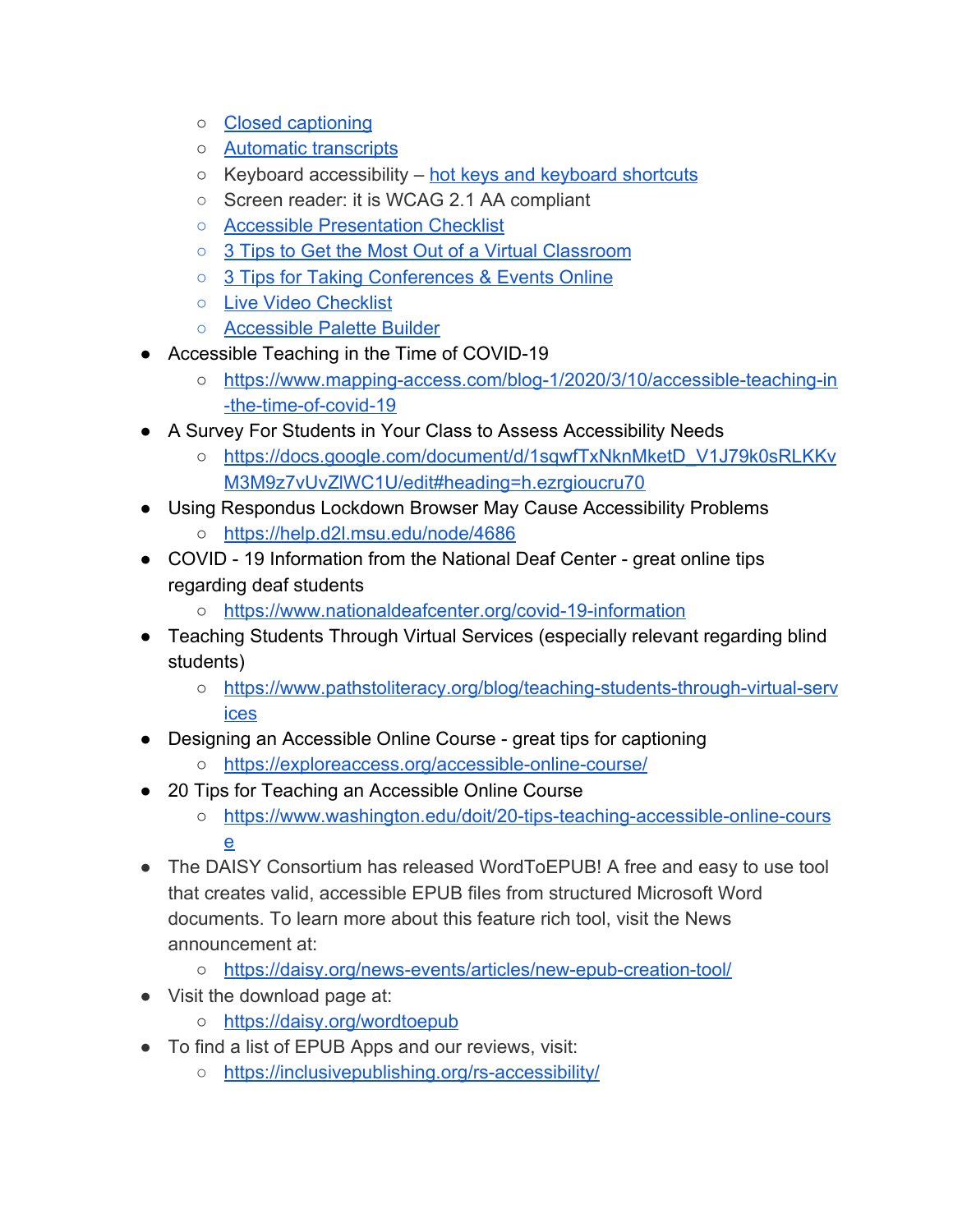- [Closed captioning]()
    - [Automatic transcripts]()
    - Keyboard accessibility – [hot keys and keyboard shortcuts]()
    - Screen reader: it is WCAG 2.1 AA compliant
    - [Accessible Presentation Checklist]()
    - [3 Tips to Get the Most Out of a Virtual Classroom]()
    - [3 Tips for Taking Conferences & Events Online]()
    - [Live Video Checklist]()
    - [Accessible Palette Builder]()
- Accessible Teaching in the Time of COVID-19
    - https://www.mapping-access.com/blog-1/2020/3/10/accessible-teaching-in-the-time-of-covid-19
- A Survey For Students in Your Class to Assess Accessibility Needs
    - https://docs.google.com/document/d/1sqwfTxNknMketD_V1J79k0sRLKKvM3M9z7vUvZlWC1U/edit#heading=h.ezrgioucru70
- Using Respondus Lockdown Browser May Cause Accessibility Problems
    - https://help.d2l.msu.edu/node/4686
- COVID - 19 Information from the National Deaf Center - great online tips regarding deaf students
    - https://www.nationaldeafcenter.org/covid-19-information
- Teaching Students Through Virtual Services (especially relevant regarding blind students)
    - https://www.pathstoliteracy.org/blog/teaching-students-through-virtual-services
- Designing an Accessible Online Course - great tips for captioning
    - https://exploreaccess.org/accessible-online-course/
- 20 Tips for Teaching an Accessible Online Course
    - https://www.washington.edu/doit/20-tips-teaching-accessible-online-course
- The DAISY Consortium has released WordToEPUB! A free and easy to use tool that creates valid, accessible EPUB files from structured Microsoft Word documents. To learn more about this feature rich tool, visit the News announcement at:
    - https://daisy.org/news-events/articles/new-epub-creation-tool/
- Visit the download page at:
    - https://daisy.org/wordtoepub
- To find a list of EPUB Apps and our reviews, visit:
    - https://inclusivepublishing.org/rs-accessibility/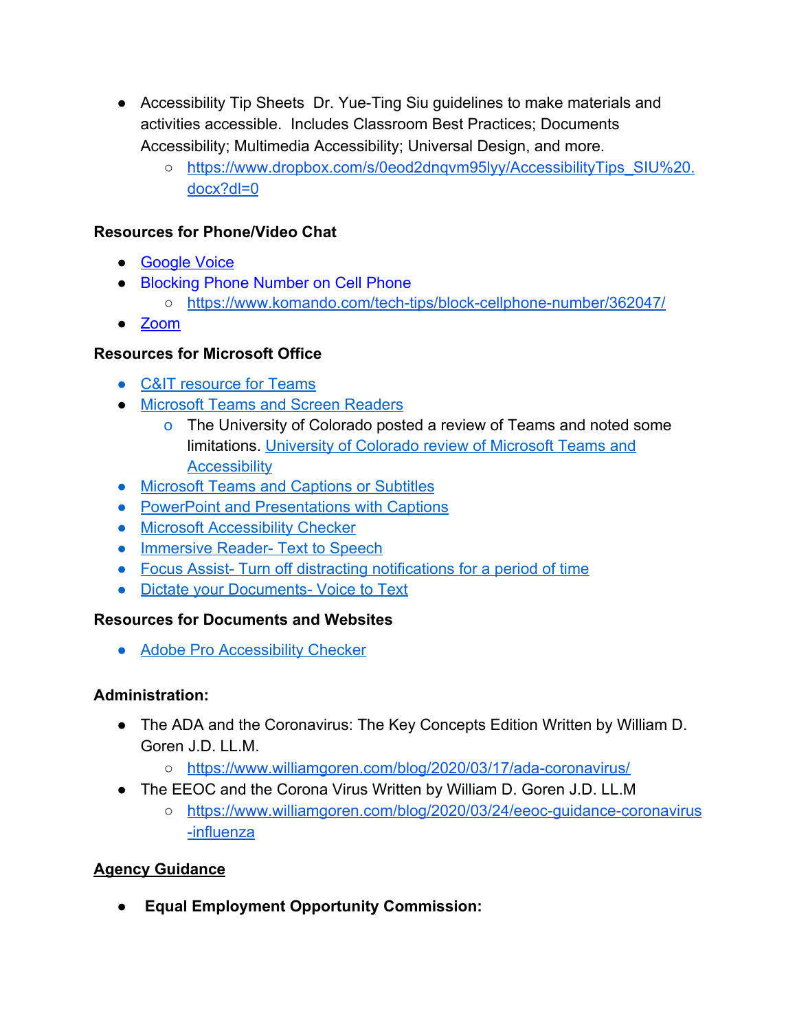- Accessibility Tip Sheets  Dr. Yue-Ting Siu guidelines to make materials and activities accessible.  Includes Classroom Best Practices; Documents Accessibility; Multimedia Accessibility; Universal Design, and more.
  - https://www.dropbox.com/s/0eod2dnqvm95lyy/AccessibilityTips_SIU%20.docx?dl=0

**Resources for Phone/Video Chat**

- Google Voice
- Blocking Phone Number on Cell Phone
  - https://www.komando.com/tech-tips/block-cellphone-number/362047/
- Zoom

**Resources for Microsoft Office**

- C&IT resource for Teams
- Microsoft Teams and Screen Readers
  - The University of Colorado posted a review of Teams and noted some limitations. University of Colorado review of Microsoft Teams and Accessibility
- Microsoft Teams and Captions or Subtitles
- PowerPoint and Presentations with Captions
- Microsoft Accessibility Checker
- Immersive Reader- Text to Speech
- Focus Assist- Turn off distracting notifications for a period of time
- Dictate your Documents- Voice to Text

**Resources for Documents and Websites**

- Adobe Pro Accessibility Checker

**Administration:**

- The ADA and the Coronavirus: The Key Concepts Edition Written by William D. Goren J.D. LL.M.
  - https://www.williamgoren.com/blog/2020/03/17/ada-coronavirus/
- The EEOC and the Corona Virus Written by William D. Goren J.D. LL.M
  - https://www.williamgoren.com/blog/2020/03/24/eeoc-guidance-coronavirus-influenza

**Agency Guidance**

- **Equal Employment Opportunity Commission:**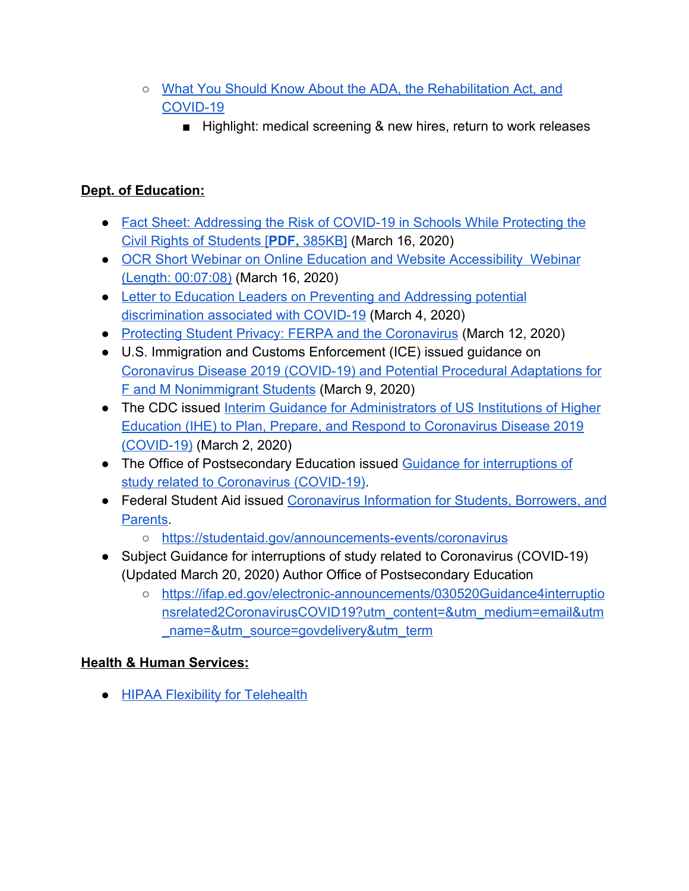- What You Should Know About the ADA, the Rehabilitation Act, and COVID-19
  - Highlight: medical screening & new hires, return to work releases

**Dept. of Education:**

- Fact Sheet: Addressing the Risk of COVID-19 in Schools While Protecting the Civil Rights of Students [**PDF,** 385KB] (March 16, 2020)
- OCR Short Webinar on Online Education and Website Accessibility Webinar (Length: 00:07:08) (March 16, 2020)
- Letter to Education Leaders on Preventing and Addressing potential discrimination associated with COVID-19 (March 4, 2020)
- Protecting Student Privacy: FERPA and the Coronavirus (March 12, 2020)
- U.S. Immigration and Customs Enforcement (ICE) issued guidance on Coronavirus Disease 2019 (COVID-19) and Potential Procedural Adaptations for F and M Nonimmigrant Students (March 9, 2020)
- The CDC issued Interim Guidance for Administrators of US Institutions of Higher Education (IHE) to Plan, Prepare, and Respond to Coronavirus Disease 2019 (COVID-19) (March 2, 2020)
- The Office of Postsecondary Education issued Guidance for interruptions of study related to Coronavirus (COVID-19).
- Federal Student Aid issued Coronavirus Information for Students, Borrowers, and Parents.
  - https://studentaid.gov/announcements-events/coronavirus
- Subject Guidance for interruptions of study related to Coronavirus (COVID-19) (Updated March 20, 2020) Author Office of Postsecondary Education
  - https://ifap.ed.gov/electronic-announcements/030520Guidance4interruptionsrelated2CoronavirusCOVID19?utm_content=&utm_medium=email&utm_name=&utm_source=govdelivery&utm_term

**Health & Human Services:**

- HIPAA Flexibility for Telehealth